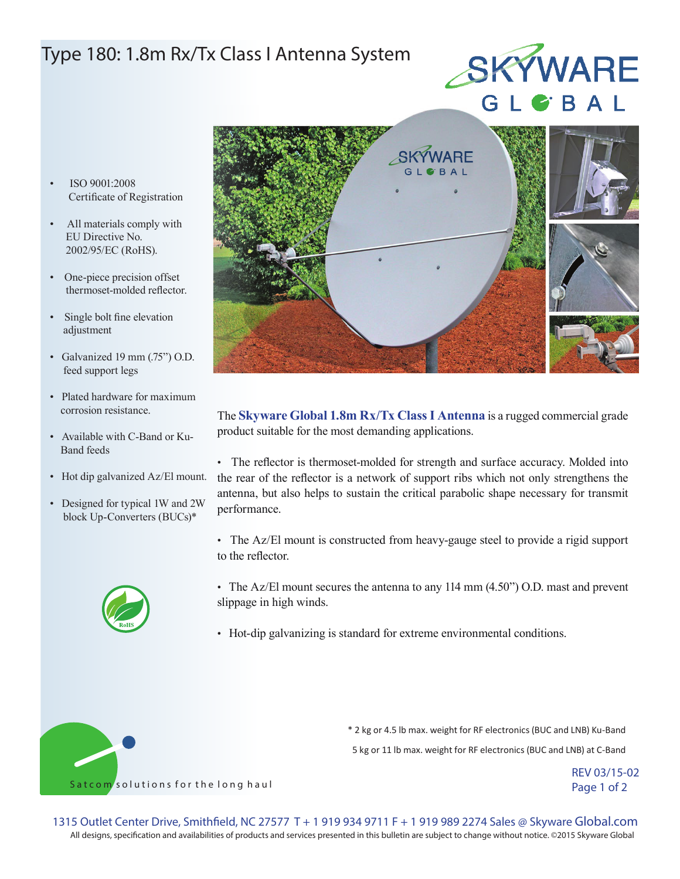# Type 180: 1.8m Rx/Tx Class I Antenna System

- ISO 9001:2008 Certificate of Registration
- All materials comply with EU Directive No. 2002/95/EC (RoHS).
- One-piece precision offset thermoset-molded reflector.
- Single bolt fine elevation adjustment
- Galvanized 19 mm (.75") O.D. feed support legs
- Plated hardware for maximum corrosion resistance.
- Available with C-Band or Ku-Band feeds
- Hot dip galvanized Az/El mount.
- Designed for typical 1W and 2W block Up-Converters (BUCs)*

The **Skyware Global 1.8m Rx/Tx Class I Antenna** is a rugged commercial grade product suitable for the most demanding applications.

- The reflector is thermoset-molded for strength and surface accuracy. Molded into the rear of the reflector is a network of support ribs which not only strengthens the antenna, but also helps to sustain the critical parabolic shape necessary for transmit performance.
- The Az/El mount is constructed from heavy-gauge steel to provide a rigid support to the reflector.
- The Az/El mount secures the antenna to any 114 mm (4.50") O.D. mast and prevent slippage in high winds.
- Hot-dip galvanizing is standard for extreme environmental conditions.

\* 2 kg or 4.5 lb max. weight for RF electronics (BUC and LNB) Ku-Band

5 kg or 11 lb max. weight for RF electronics (BUC and LNB) at C-Band

Satcom solutions for the long haul

REV 03/15-02

1315 Outlet Center Drive, Smithfield, NC 27577 T + 1 919 934 9711 F + 1 919 989 2274 Sales @ Skyware Global.com

All designs, specification and availabilities of products and services presented in this bulletin are subject to change without notice. ©2015 Skyware Global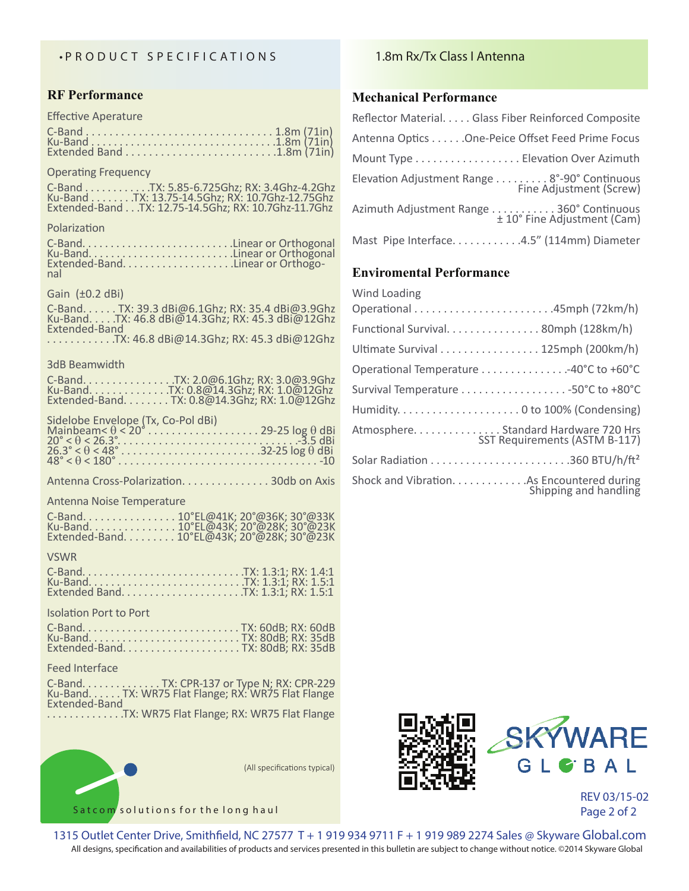•PRODUCT SPECIFICATIONS

1.8m Rx/Tx Class I Antenna

## RF Performance

**Effective Aperature**

- C-Band . . . . . . . . . . . . . . . . . . . . . . . . . . . . . . . . 1.8m (71in)
- Ku-Band . . . . . . . . . . . . . . . . . . . . . . . . . . . . . . . .1.8m (71in)
- Extended Band . . . . . . . . . . . . . . . . . . . . . . . . . .1.8m (71in)

**Operating Frequency**

- C-Band . . . . . . . . . . . .TX: 5.85-6.725Ghz; RX: 3.4Ghz-4.2Ghz
- Ku-Band . . . . . . . .TX: 13.75-14.5Ghz; RX: 10.7Ghz-12.75Ghz
- Extended-Band . . .TX: 12.75-14.5Ghz; RX: 10.7Ghz-11.7Ghz

**Polarization**

- C-Band. . . . . . . . . . . . . . . . . . . . . . . . . . .Linear or Orthogonal
- Ku-Band. . . . . . . . . . . . . . . . . . . . . . . . . .Linear or Orthogonal
- Extended-Band. . . . . . . . . . . . . . . . . . . .Linear or Orthogonal

**Gain (±0.2 dBi)**

- C-Band. . . . . .TX: 39.3 dBi@6.1Ghz; RX: 35.4 dBi@3.9Ghz
- Ku-Band. . . . .TX: 46.8 dBi@14.3Ghz; RX: 45.3 dBi@12Ghz
- Extended-Band . . . . . . . . . . . .TX: 46.8 dBi@14.3Ghz; RX: 45.3 dBi@12Ghz

**3dB Beamwidth**

- C-Band. . . . . . . . . . . . . . . .TX: 2.0@6.1Ghz; RX: 3.0@3.9Ghz
- Ku-Band. . . . . . . . . . . . . .TX: 0.8@14.3Ghz; RX: 1.0@12Ghz
- Extended-Band. . . . . . . . TX: 0.8@14.3Ghz; RX: 1.0@12Ghz

**Sidelobe Envelope (Tx, Co-Pol dBi)**

- Mainbeam< $\theta$ < 20° . . . . . . . . . . . . . . . . . . . . 29-25 log $\theta$ dBi
- 20° < $\theta$ < 26.3°. . . . . . . . . . . . . . . . . . . . . . . . . . . . . .-3.5 dBi
- 26.3° < $\theta$ < 48° . . . . . . . . . . . . . . . . . . . . . . . .32-25 log $\theta$ dBi
- 48° < $\theta$ < 180° . . . . . . . . . . . . . . . . . . . . . . . . . . . . . . . . . . -10

**Antenna Cross-Polarization**. . . . . . . . . . . . . . . 30db on Axis

**Antenna Noise Temperature**

- C-Band. . . . . . . . . . . . . . . . 10°EL@41K; 20°@36K; 30°@33K
- Ku-Band. . . . . . . . . . . . . . . 10°EL@43K; 20°@28K; 30°@23K
- Extended-Band. . . . . . . . . 10°EL@43K; 20°@28K; 30°@23K

**VSWR**

- C-Band. . . . . . . . . . . . . . . . . . . . . . . . . . . .TX: 1.3:1; RX: 1.4:1
- Ku-Band. . . . . . . . . . . . . . . . . . . . . . . . . . .TX: 1.3:1; RX: 1.5:1
- Extended Band. . . . . . . . . . . . . . . . . . . . . .TX: 1.3:1; RX: 1.5:1

**Isolation Port to Port**

- C-Band. . . . . . . . . . . . . . . . . . . . . . . . . . . . TX: 60dB; RX: 60dB
- Ku-Band. . . . . . . . . . . . . . . . . . . . . . . . . . . TX: 80dB; RX: 35dB
- Extended-Band. . . . . . . . . . . . . . . . . . . . TX: 80dB; RX: 35dB

**Feed Interface**

- C-Band. . . . . . . . . . . . . . TX: CPR-137 or Type N; RX: CPR-229
- Ku-Band. . . . . . TX: WR75 Flat Flange; RX: WR75 Flat Flange
- Extended-Band . . . . . . . . . . . . . .TX: WR75 Flat Flange; RX: WR75 Flat Flange

(All specifications typical)

## Mechanical Performance

- Reflector Material. . . . . Glass Fiber Reinforced Composite
- Antenna Optics . . . . . .One-Peice Offset Feed Prime Focus
- Mount Type . . . . . . . . . . . . . . . . . . Elevation Over Azimuth
- Elevation Adjustment Range . . . . . . . . . 8°-90° Continuous Fine Adjustment (Screw)
- Azimuth Adjustment Range . . . . . . . . . . . 360° Continuous ± 10° Fine Adjustment (Cam)
- Mast Pipe Interface. . . . . . . . . . . .4.5” (114mm) Diameter

## Enviromental Performance

**Wind Loading**

- Operational . . . . . . . . . . . . . . . . . . . . . . . .45mph (72km/h)
- Functional Survival. . . . . . . . . . . . . . . . 80mph (128km/h)
- Ultimate Survival . . . . . . . . . . . . . . . . . 125mph (200km/h)
- Operational Temperature . . . . . . . . . . . . . . .-40°C to +60°C
- Survival Temperature . . . . . . . . . . . . . . . . . . -50°C to +80°C
- Humidity. . . . . . . . . . . . . . . . . . . . . 0 to 100% (Condensing)
- Atmosphere. . . . . . . . . . . . . . . Standard Hardware 720 Hrs SST Requirements (ASTM B-117)
- Solar Radiation . . . . . . . . . . . . . . . . . . . . . . . .360 BTU/h/ft²
- Shock and Vibration. . . . . . . . . . . .As Encountered during Shipping and handling

Satcom solutions for the long haul

SKYWARE GLOBAL

REV 03/15-02

1315 Outlet Center Drive, Smithfield, NC 27577 T + 1 919 934 9711 F + 1 919 989 2274 Sales @ Skyware Global.com

All designs, specification and availabilities of products and services presented in this bulletin are subject to change without notice. ©2014 Skyware Global